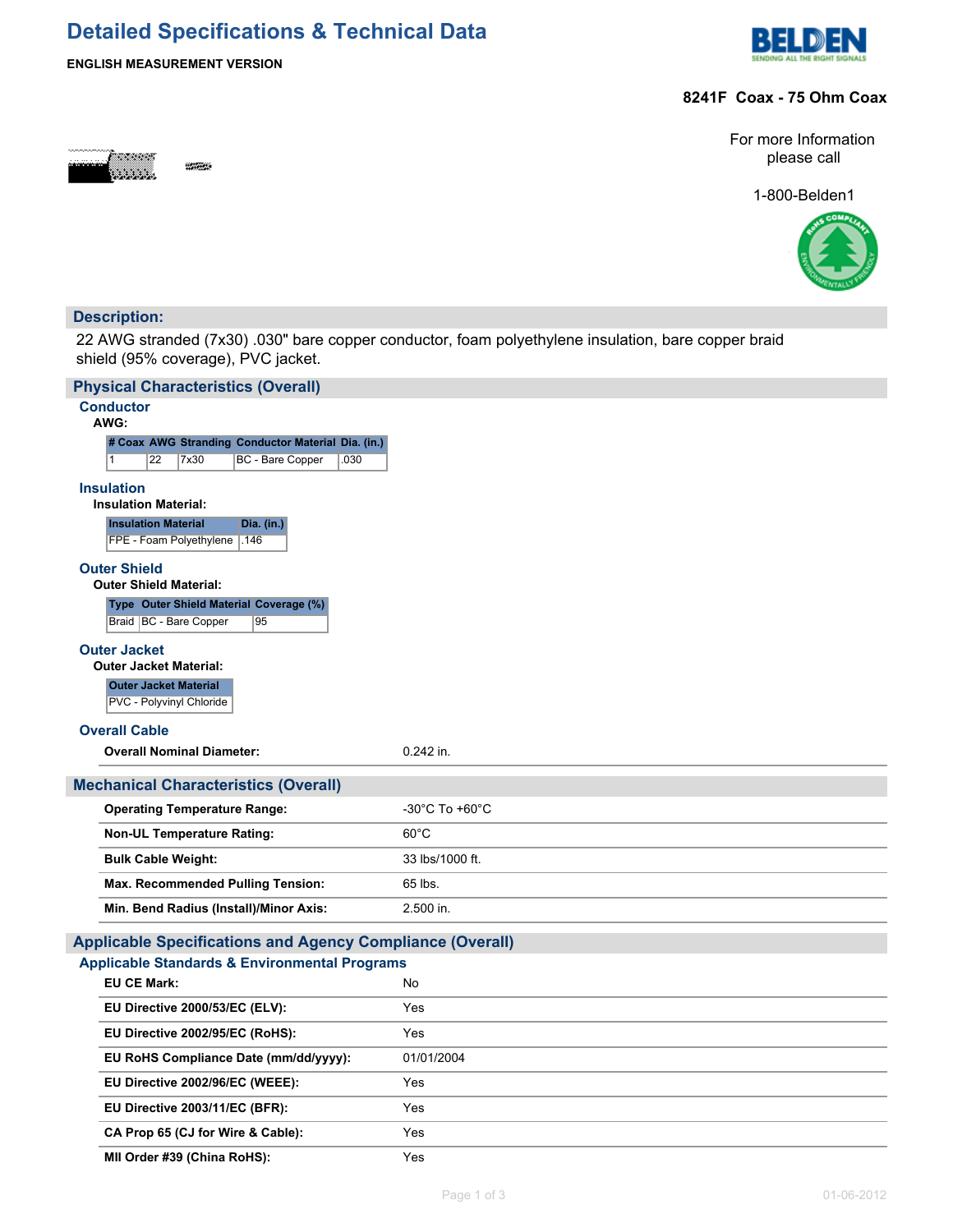# Detailed Specifications & Technical Data

**ENGLISH MEASUREMENT VERSION**

**8241F Coax - 75 Ohm Coax**

For more Information please call

1-800-Belden1

## Description:

22 AWG stranded (7x30) .030" bare copper conductor, foam polyethylene insulation, bare copper braid shield (95% coverage), PVC jacket.

## Physical Characteristics (Overall)

### Conductor

**AWG:**

| # Coax | AWG | Stranding | Conductor Material | Dia. (in.) |
|---|---|---|---|---|
| 1 | 22 | 7x30 | BC - Bare Copper | .030 |

### Insulation

**Insulation Material:**

| Insulation Material | Dia. (in.) |
|---|---|
| FPE - Foam Polyethylene | .146 |

### Outer Shield

**Outer Shield Material:**

| Type | Outer Shield Material | Coverage (%) |
|---|---|---|
| Braid | BC - Bare Copper | 95 |

### Outer Jacket

**Outer Jacket Material:**

| Outer Jacket Material |
|---|
| PVC - Polyvinyl Chloride |

### Overall Cable

| | |
|---|---|
| **Overall Nominal Diameter:** | 0.242 in. |

## Mechanical Characteristics (Overall)

| | |
|---|---|
| **Operating Temperature Range:** | -30°C To +60°C |
| **Non-UL Temperature Rating:** | 60°C |
| **Bulk Cable Weight:** | 33 lbs/1000 ft. |
| **Max. Recommended Pulling Tension:** | 65 lbs. |
| **Min. Bend Radius (Install)/Minor Axis:** | 2.500 in. |

## Applicable Specifications and Agency Compliance (Overall)

### Applicable Standards & Environmental Programs

| | |
|---|---|
| **EU CE Mark:** | No |
| **EU Directive 2000/53/EC (ELV):** | Yes |
| **EU Directive 2002/95/EC (RoHS):** | Yes |
| **EU RoHS Compliance Date (mm/dd/yyyy):** | 01/01/2004 |
| **EU Directive 2002/96/EC (WEEE):** | Yes |
| **EU Directive 2003/11/EC (BFR):** | Yes |
| **CA Prop 65 (CJ for Wire & Cable):** | Yes |
| **MII Order #39 (China RoHS):** | Yes |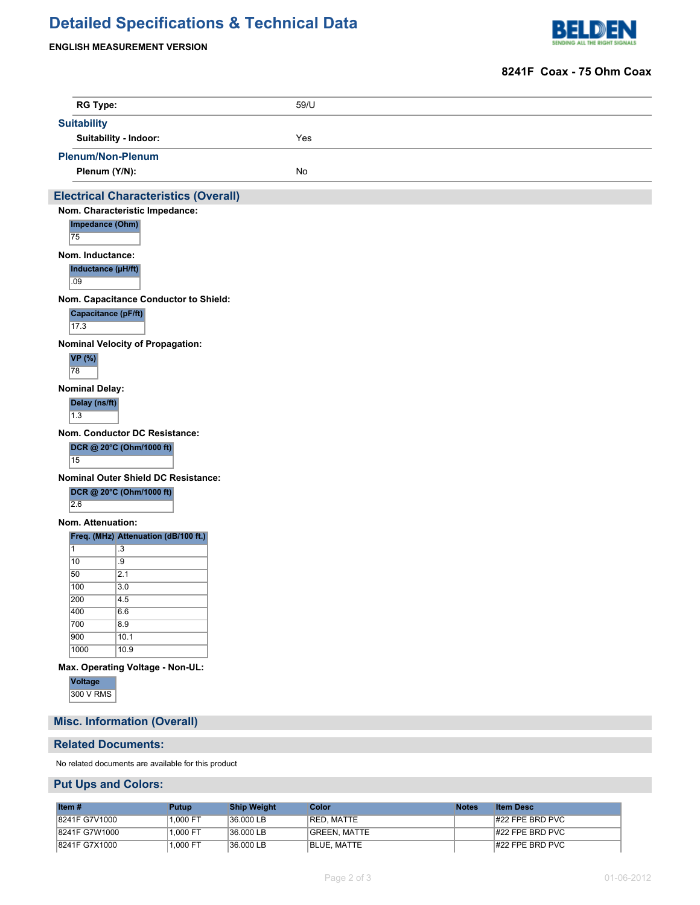# Detailed Specifications & Technical Data

**ENGLISH MEASUREMENT VERSION**

**8241F Coax - 75 Ohm Coax**

| | |
|---|---|
| **RG Type:** | 59/U |

### Suitability

| | |
|---|---|
| **Suitability - Indoor:** | Yes |

### Plenum/Non-Plenum

| | |
|---|---|
| **Plenum (Y/N):** | No |

## Electrical Characteristics (Overall)

**Nom. Characteristic Impedance:**

| Impedance (Ohm) |
|---|
| 75 |

**Nom. Inductance:**

| Inductance (μH/ft) |
|---|
| .09 |

**Nom. Capacitance Conductor to Shield:**

| Capacitance (pF/ft) |
|---|
| 17.3 |

**Nominal Velocity of Propagation:**

| VP (%) |
|---|
| 78 |

**Nominal Delay:**

| Delay (ns/ft) |
|---|
| 1.3 |

**Nom. Conductor DC Resistance:**

| DCR @ 20°C (Ohm/1000 ft) |
|---|
| 15 |

**Nominal Outer Shield DC Resistance:**

| DCR @ 20°C (Ohm/1000 ft) |
|---|
| 2.6 |

**Nom. Attenuation:**

| Freq. (MHz) | Attenuation (dB/100 ft.) |
|---|---|
| 1 | .3 |
| 10 | .9 |
| 50 | 2.1 |
| 100 | 3.0 |
| 200 | 4.5 |
| 400 | 6.6 |
| 700 | 8.9 |
| 900 | 10.1 |
| 1000 | 10.9 |

**Max. Operating Voltage - Non-UL:**

| Voltage |
|---|
| 300 V RMS |

## Misc. Information (Overall)

## Related Documents:

No related documents are available for this product

## Put Ups and Colors:

| Item # | Putup | Ship Weight | Color | Notes | Item Desc |
|---|---|---|---|---|---|
| 8241F G7V1000 | 1,000 FT | 36.000 LB | RED, MATTE | | #22 FPE BRD PVC |
| 8241F G7W1000 | 1,000 FT | 36.000 LB | GREEN, MATTE | | #22 FPE BRD PVC |
| 8241F G7X1000 | 1,000 FT | 36.000 LB | BLUE, MATTE | | #22 FPE BRD PVC |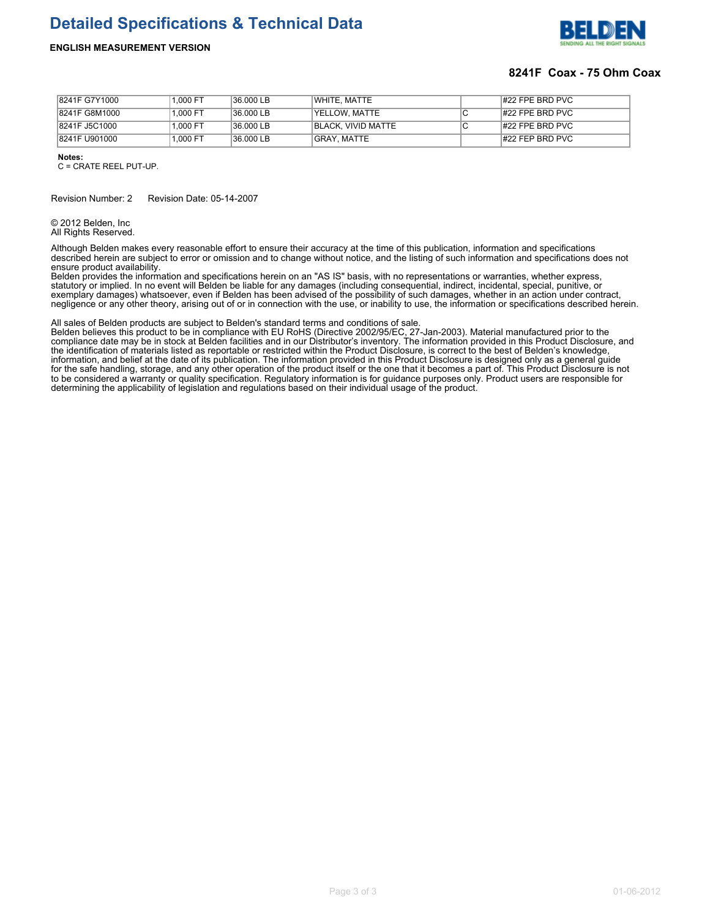| | | | | | |
|---|---|---|---|---|---|
| 8241F G7Y1000 | 1,000 FT | 36.000 LB | WHITE, MATTE | | #22 FPE BRD PVC |
| 8241F G8M1000 | 1,000 FT | 36.000 LB | YELLOW, MATTE | C | #22 FPE BRD PVC |
| 8241F J5C1000 | 1,000 FT | 36.000 LB | BLACK, VIVID MATTE | C | #22 FPE BRD PVC |
| 8241F U901000 | 1,000 FT | 36.000 LB | GRAY, MATTE | | #22 FEP BRD PVC |

**Notes:**
C = CRATE REEL PUT-UP.

Revision Number: 2 Revision Date: 05-14-2007

© 2012 Belden, Inc
All Rights Reserved.

Although Belden makes every reasonable effort to ensure their accuracy at the time of this publication, information and specifications described herein are subject to error or omission and to change without notice, and the listing of such information and specifications does not ensure product availability.
Belden provides the information and specifications herein on an "AS IS" basis, with no representations or warranties, whether express, statutory or implied. In no event will Belden be liable for any damages (including consequential, indirect, incidental, special, punitive, or exemplary damages) whatsoever, even if Belden has been advised of the possibility of such damages, whether in an action under contract, negligence or any other theory, arising out of or in connection with the use, or inability to use, the information or specifications described herein.

All sales of Belden products are subject to Belden's standard terms and conditions of sale.
Belden believes this product to be in compliance with EU RoHS (Directive 2002/95/EC, 27-Jan-2003). Material manufactured prior to the compliance date may be in stock at Belden facilities and in our Distributor's inventory. The information provided in this Product Disclosure, and the identification of materials listed as reportable or restricted within the Product Disclosure, is correct to the best of Belden's knowledge, information, and belief at the date of its publication. The information provided in this Product Disclosure is designed only as a general guide for the safe handling, storage, and any other operation of the product itself or the one that it becomes a part of. This Product Disclosure is not to be considered a warranty or quality specification. Regulatory information is for guidance purposes only. Product users are responsible for determining the applicability of legislation and regulations based on their individual usage of the product.